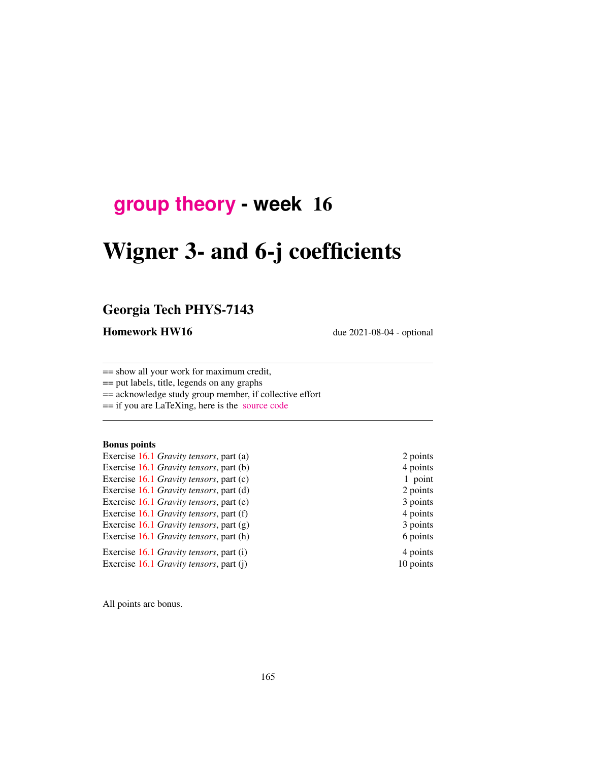# group theory - week 16

# Wigner 3- and 6-j coefficients

## Georgia Tech PHYS-7143

**Homework HW16** due 2021-08-04 - optional

---

== show all your work for maximum credit,

== put labels, title, legends on any graphs

== acknowledge study group member, if collective effort

== if you are LaTeXing, here is the source code

---

**Bonus points**

| | |
|---|---|
| Exercise 16.1 *Gravity tensors*, part (a) | 2 points |
| Exercise 16.1 *Gravity tensors*, part (b) | 4 points |
| Exercise 16.1 *Gravity tensors*, part (c) | 1 point |
| Exercise 16.1 *Gravity tensors*, part (d) | 2 points |
| Exercise 16.1 *Gravity tensors*, part (e) | 3 points |
| Exercise 16.1 *Gravity tensors*, part (f) | 4 points |
| Exercise 16.1 *Gravity tensors*, part (g) | 3 points |
| Exercise 16.1 *Gravity tensors*, part (h) | 6 points |
| Exercise 16.1 *Gravity tensors*, part (i) | 4 points |
| Exercise 16.1 *Gravity tensors*, part (j) | 10 points |

All points are bonus.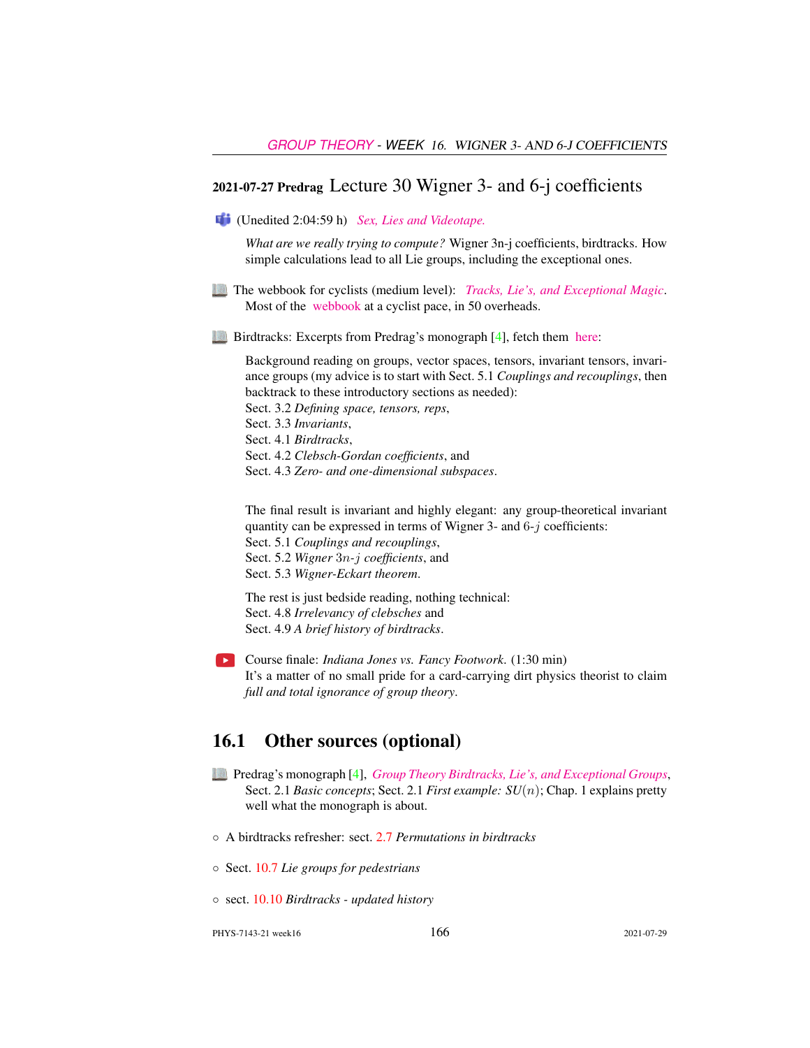## 2021-07-27 Predrag Lecture 30 Wigner 3- and 6-j coefficients

(Unedited 2:04:59 h) *Sex, Lies and Videotape.*

*What are we really trying to compute?* Wigner 3n-j coefficients, birdtracks. How simple calculations lead to all Lie groups, including the exceptional ones.

The webbook for cyclists (medium level): *Tracks, Lie's, and Exceptional Magic*. Most of the webbook at a cyclist pace, in 50 overheads.

Birdtracks: Excerpts from Predrag's monograph [4], fetch them here:

Background reading on groups, vector spaces, tensors, invariant tensors, invariance groups (my advice is to start with Sect. 5.1 *Couplings and recouplings*, then backtrack to these introductory sections as needed):
Sect. 3.2 *Defining space, tensors, reps*,
Sect. 3.3 *Invariants*,
Sect. 4.1 *Birdtracks*,
Sect. 4.2 *Clebsch-Gordan coefficients*, and
Sect. 4.3 *Zero- and one-dimensional subspaces*.

The final result is invariant and highly elegant: any group-theoretical invariant quantity can be expressed in terms of Wigner 3- and 6-$j$ coefficients:
Sect. 5.1 *Couplings and recouplings*,
Sect. 5.2 *Wigner* $3n$-$j$ *coefficients*, and
Sect. 5.3 *Wigner-Eckart theorem*.

The rest is just bedside reading, nothing technical:
Sect. 4.8 *Irrelevancy of clebsches* and
Sect. 4.9 *A brief history of birdtracks*.

Course finale: *Indiana Jones vs. Fancy Footwork*. (1:30 min)
It's a matter of no small pride for a card-carrying dirt physics theorist to claim *full and total ignorance of group theory*.

## 16.1 Other sources (optional)

Predrag's monograph [4], *Group Theory Birdtracks, Lie's, and Exceptional Groups*, Sect. 2.1 *Basic concepts*; Sect. 2.1 *First example:* $SU(n)$; Chap. 1 explains pretty well what the monograph is about.

- A birdtracks refresher: sect. 2.7 *Permutations in birdtracks*
- Sect. 10.7 *Lie groups for pedestrians*
- sect. 10.10 *Birdtracks - updated history*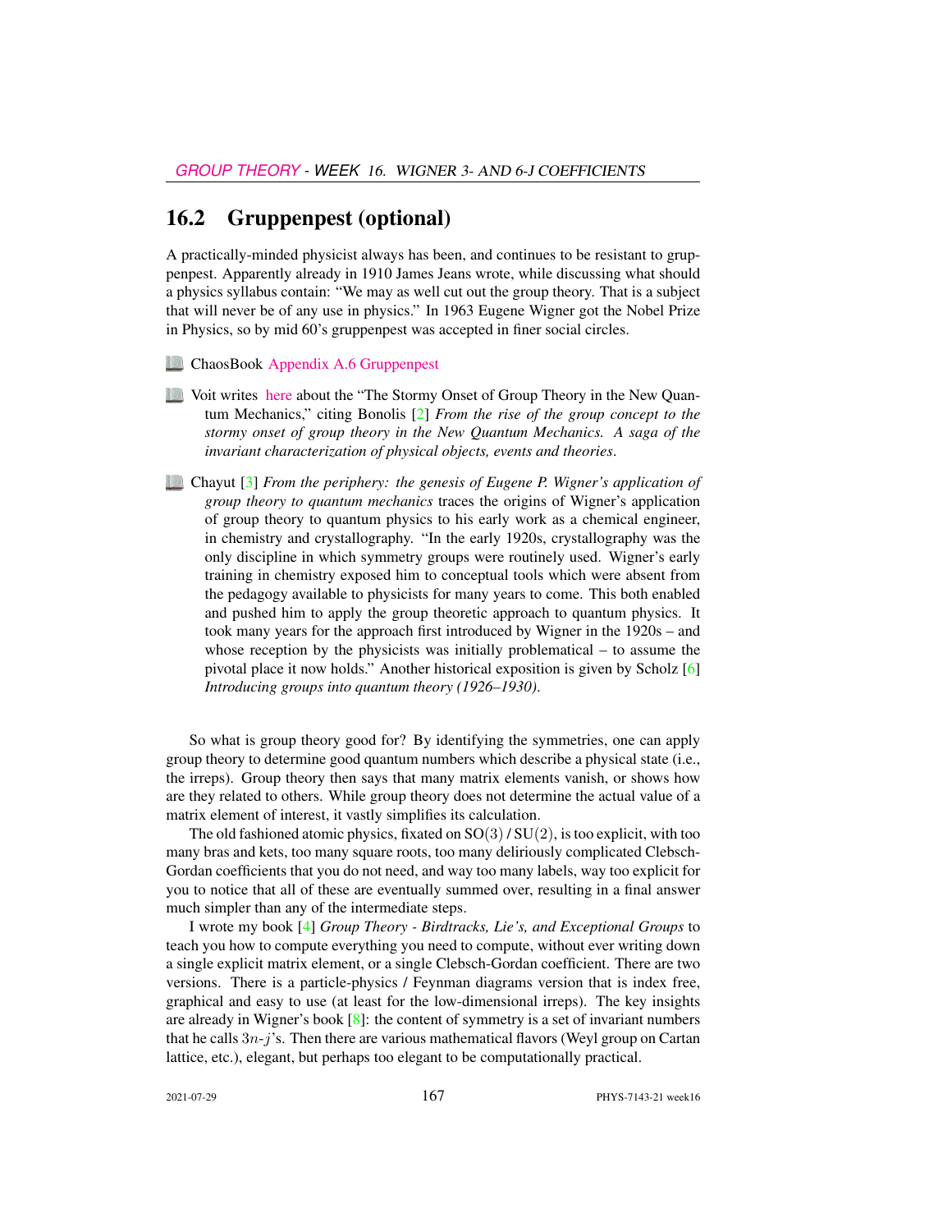## 16.2 Gruppenpest (optional)

A practically-minded physicist always has been, and continues to be resistant to gruppenpest. Apparently already in 1910 James Jeans wrote, while discussing what should a physics syllabus contain: "We may as well cut out the group theory. That is a subject that will never be of any use in physics." In 1963 Eugene Wigner got the Nobel Prize in Physics, so by mid 60's gruppenpest was accepted in finer social circles.

- ChaosBook Appendix A.6 Gruppenpest

- Voit writes here about the "The Stormy Onset of Group Theory in the New Quantum Mechanics," citing Bonolis [2] *From the rise of the group concept to the stormy onset of group theory in the New Quantum Mechanics. A saga of the invariant characterization of physical objects, events and theories*.

- Chayut [3] *From the periphery: the genesis of Eugene P. Wigner's application of group theory to quantum mechanics* traces the origins of Wigner's application of group theory to quantum physics to his early work as a chemical engineer, in chemistry and crystallography. "In the early 1920s, crystallography was the only discipline in which symmetry groups were routinely used. Wigner's early training in chemistry exposed him to conceptual tools which were absent from the pedagogy available to physicists for many years to come. This both enabled and pushed him to apply the group theoretic approach to quantum physics. It took many years for the approach first introduced by Wigner in the 1920s – and whose reception by the physicists was initially problematical – to assume the pivotal place it now holds." Another historical exposition is given by Scholz [6] *Introducing groups into quantum theory (1926–1930)*.

So what is group theory good for? By identifying the symmetries, one can apply group theory to determine good quantum numbers which describe a physical state (i.e., the irreps). Group theory then says that many matrix elements vanish, or shows how are they related to others. While group theory does not determine the actual value of a matrix element of interest, it vastly simplifies its calculation.

The old fashioned atomic physics, fixated on $\mathrm{SO}(3)$ / $\mathrm{SU}(2)$, is too explicit, with too many bras and kets, too many square roots, too many deliriously complicated Clebsch-Gordan coefficients that you do not need, and way too many labels, way too explicit for you to notice that all of these are eventually summed over, resulting in a final answer much simpler than any of the intermediate steps.

I wrote my book [4] *Group Theory - Birdtracks, Lie's, and Exceptional Groups* to teach you how to compute everything you need to compute, without ever writing down a single explicit matrix element, or a single Clebsch-Gordan coefficient. There are two versions. There is a particle-physics / Feynman diagrams version that is index free, graphical and easy to use (at least for the low-dimensional irreps). The key insights are already in Wigner's book [8]: the content of symmetry is a set of invariant numbers that he calls $3n$-$j$'s. Then there are various mathematical flavors (Weyl group on Cartan lattice, etc.), elegant, but perhaps too elegant to be computationally practical.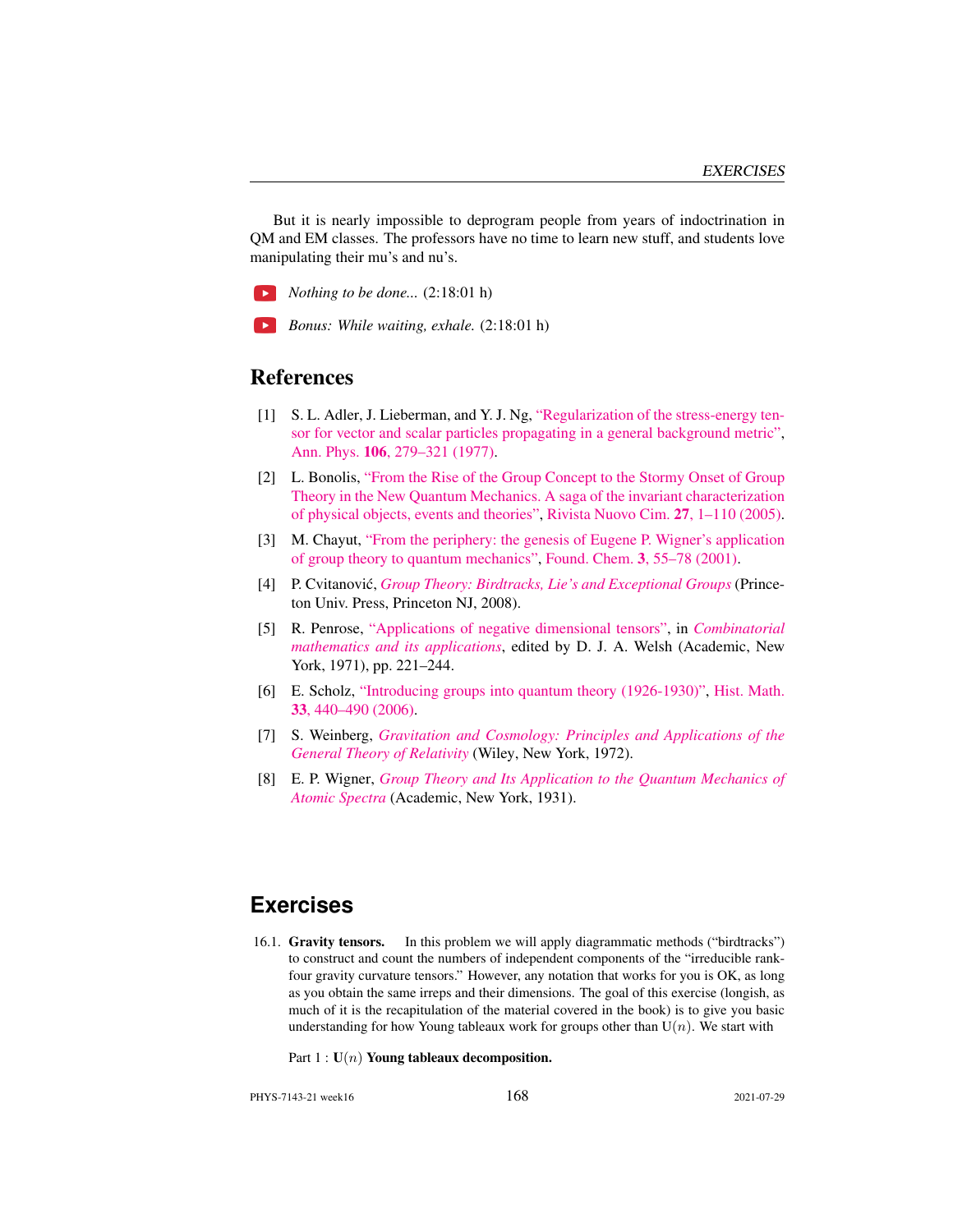But it is nearly impossible to deprogram people from years of indoctrination in QM and EM classes. The professors have no time to learn new stuff, and students love manipulating their mu's and nu's.

*Nothing to be done...* (2:18:01 h)

*Bonus: While waiting, exhale.* (2:18:01 h)

## References

[1] S. L. Adler, J. Lieberman, and Y. J. Ng, "Regularization of the stress-energy tensor for vector and scalar particles propagating in a general background metric", Ann. Phys. **106**, 279–321 (1977).

[2] L. Bonolis, "From the Rise of the Group Concept to the Stormy Onset of Group Theory in the New Quantum Mechanics. A saga of the invariant characterization of physical objects, events and theories", Rivista Nuovo Cim. **27**, 1–110 (2005).

[3] M. Chayut, "From the periphery: the genesis of Eugene P. Wigner's application of group theory to quantum mechanics", Found. Chem. **3**, 55–78 (2001).

[4] P. Cvitanović, *Group Theory: Birdtracks, Lie's and Exceptional Groups* (Princeton Univ. Press, Princeton NJ, 2008).

[5] R. Penrose, "Applications of negative dimensional tensors", in *Combinatorial mathematics and its applications*, edited by D. J. A. Welsh (Academic, New York, 1971), pp. 221–244.

[6] E. Scholz, "Introducing groups into quantum theory (1926-1930)", Hist. Math. **33**, 440–490 (2006).

[7] S. Weinberg, *Gravitation and Cosmology: Principles and Applications of the General Theory of Relativity* (Wiley, New York, 1972).

[8] E. P. Wigner, *Group Theory and Its Application to the Quantum Mechanics of Atomic Spectra* (Academic, New York, 1931).

## Exercises

16.1. **Gravity tensors.** In this problem we will apply diagrammatic methods ("birdtracks") to construct and count the numbers of independent components of the "irreducible rank-four gravity curvature tensors." However, any notation that works for you is OK, as long as you obtain the same irreps and their dimensions. The goal of this exercise (longish, as much of it is the recapitulation of the material covered in the book) is to give you basic understanding for how Young tableaux work for groups other than $\mathrm{U}(n)$. We start with

Part 1 : **$\mathrm{U}(n)$ Young tableaux decomposition.**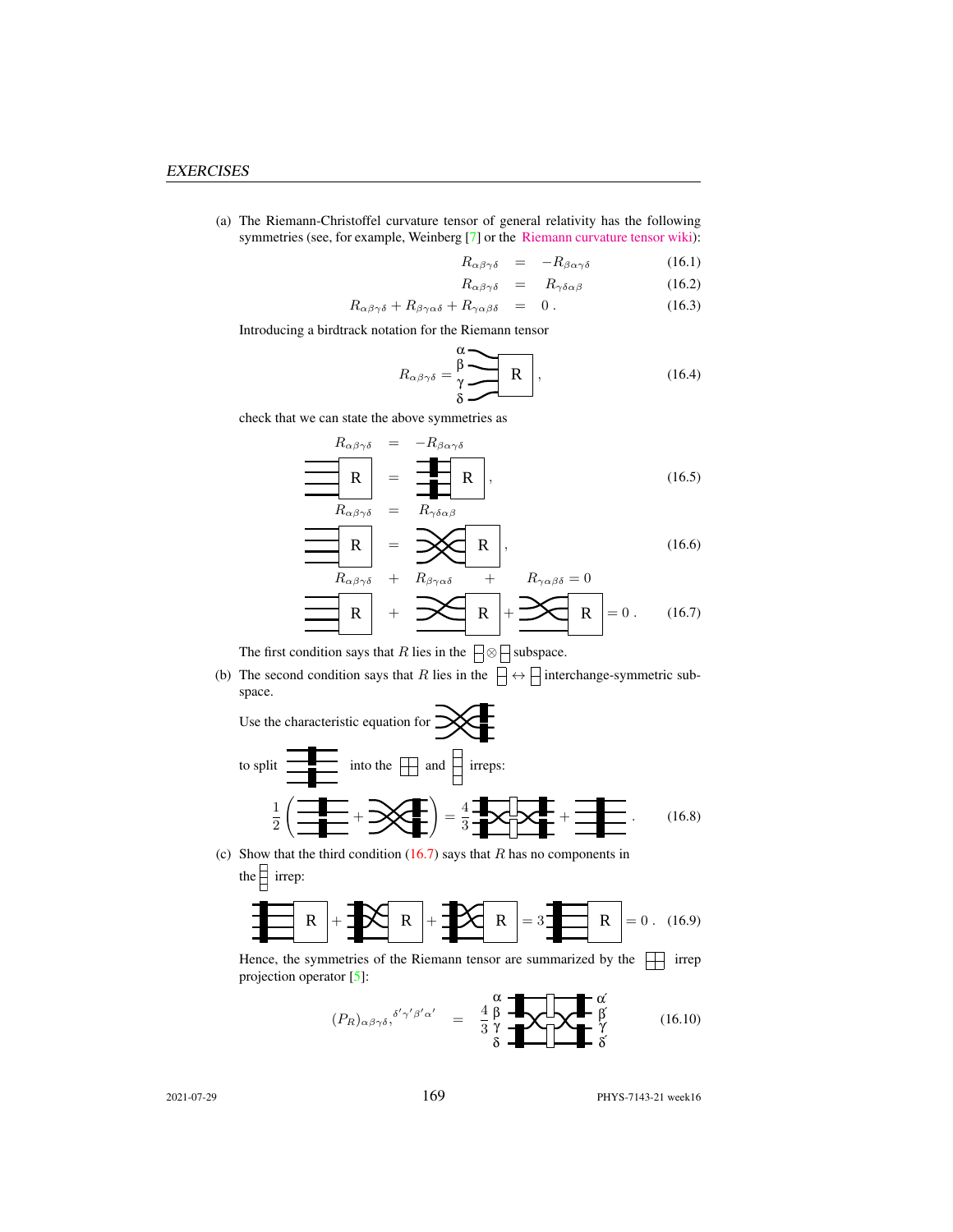(a) The Riemann-Christoffel curvature tensor of general relativity has the following symmetries (see, for example, Weinberg [7] or the Riemann curvature tensor wiki):

$$R_{\alpha\beta\gamma\delta} = -R_{\beta\alpha\gamma\delta} \tag{16.1}$$

$$R_{\alpha\beta\gamma\delta} = R_{\gamma\delta\alpha\beta} \tag{16.2}$$

$$R_{\alpha\beta\gamma\delta} + R_{\beta\gamma\alpha\delta} + R_{\gamma\alpha\beta\delta} = 0\,. \tag{16.3}$$

Introducing a birdtrack notation for the Riemann tensor

$$R_{\alpha\beta\gamma\delta} = \text{[birdtrack: lines } \alpha, \beta, \gamma, \delta \text{ into box R]}\,, \tag{16.4}$$

check that we can state the above symmetries as

$$R_{\alpha\beta\gamma\delta} = -R_{\beta\alpha\gamma\delta}$$

$$\text{[R]} = \text{[antisymmetrizers on (12),(34)] [R]}\,, \tag{16.5}$$

$$R_{\alpha\beta\gamma\delta} = R_{\gamma\delta\alpha\beta}$$

$$\text{[R]} = \text{[pair interchange] [R]}\,, \tag{16.6}$$

$$R_{\alpha\beta\gamma\delta} + R_{\beta\gamma\alpha\delta} + R_{\gamma\alpha\beta\delta} = 0$$

$$\text{[R]} + \text{[crossing] [R]} + \text{[crossing] [R]} = 0\,. \tag{16.7}$$

The first condition says that $R$ lies in the $\boxminus \otimes \boxminus$ subspace.

(b) The second condition says that $R$ lies in the $\boxminus \leftrightarrow \boxminus$ interchange-symmetric subspace.

Use the characteristic equation for [pair interchange with antisymmetrizers]

to split [antisymmetrizers] into the $\boxplus$ and [4-box column] irreps:

$$\frac{1}{2}\left(\text{[antisymmetrizers]} + \text{[pair interchange with antisymmetrizers]}\right) = \frac{4}{3}\,\text{[projector]} + \text{[4-antisymmetrizer]}\,. \tag{16.8}$$

(c) Show that the third condition (16.7) says that $R$ has no components in the [4-box column] irrep:

$$\text{[R]} + \text{[R]} + \text{[R]} = 3\,\text{[4-antisymmetrizer] [R]} = 0\,. \tag{16.9}$$

Hence, the symmetries of the Riemann tensor are summarized by the $\boxplus$ irrep projection operator [5]:

$$(P_R)_{\alpha\beta\gamma\delta,}{}^{\delta'\gamma'\beta'\alpha'} = \frac{4}{3}\,\text{[birdtrack projector]} \tag{16.10}$$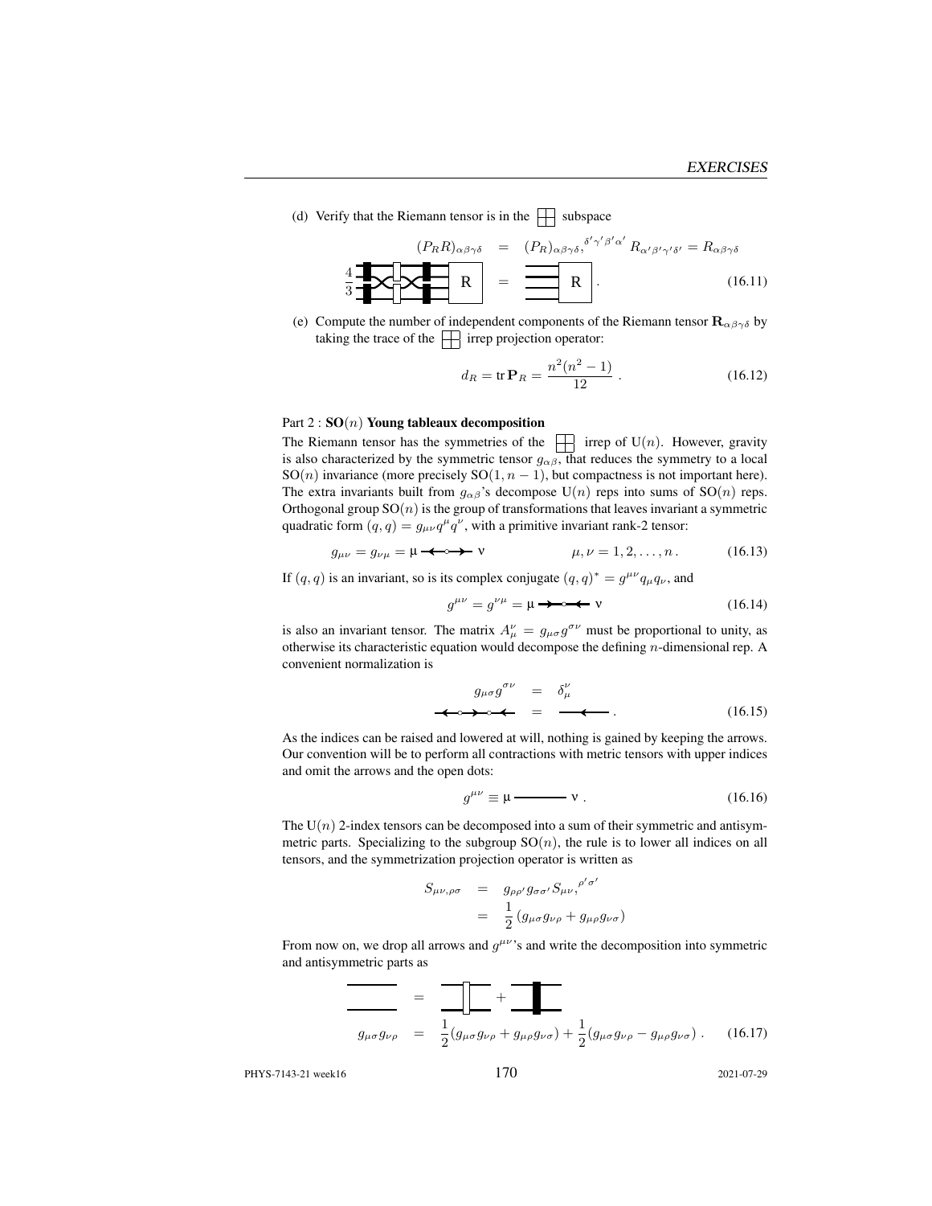(d) Verify that the Riemann tensor is in the ⊞ subspace

$$(P_R R)_{\alpha\beta\gamma\delta} = (P_R)_{\alpha\beta\gamma\delta,}{}^{\delta'\gamma'\beta'\alpha'} R_{\alpha'\beta'\gamma'\delta'} = R_{\alpha\beta\gamma\delta} \tag{16.11}$$

(e) Compute the number of independent components of the Riemann tensor $\mathbf{R}_{\alpha\beta\gamma\delta}$ by taking the trace of the ⊞ irrep projection operator:

$$d_R = \operatorname{tr} \mathbf{P}_R = \frac{n^2(n^2-1)}{12} \,. \tag{16.12}$$

Part 2 : **SO($n$) Young tableaux decomposition**

The Riemann tensor has the symmetries of the ⊞ irrep of U($n$). However, gravity is also characterized by the symmetric tensor $g_{\alpha\beta}$, that reduces the symmetry to a local SO($n$) invariance (more precisely SO($1, n-1$), but compactness is not important here). The extra invariants built from $g_{\alpha\beta}$'s decompose U($n$) reps into sums of SO($n$) reps. Orthogonal group SO($n$) is the group of transformations that leaves invariant a symmetric quadratic form $(q,q) = g_{\mu\nu} q^\mu q^\nu$, with a primitive invariant rank-2 tensor:

$$g_{\mu\nu} = g_{\nu\mu} = \mu \longleftarrow\!\circ\!\longrightarrow \nu \qquad\qquad \mu, \nu = 1, 2, \ldots, n \,. \tag{16.13}$$

If $(q,q)$ is an invariant, so is its complex conjugate $(q,q)^* = g^{\mu\nu} q_\mu q_\nu$, and

$$g^{\mu\nu} = g^{\nu\mu} = \mu \longrightarrow\!\circ\!\longleftarrow \nu \tag{16.14}$$

is also an invariant tensor. The matrix $A_\mu^{\;\nu} = g_{\mu\sigma} g^{\sigma\nu}$ must be proportional to unity, as otherwise its characteristic equation would decompose the defining $n$-dimensional rep. A convenient normalization is

$$g_{\mu\sigma} g^{\sigma\nu} = \delta_\mu^\nu \tag{16.15}$$

As the indices can be raised and lowered at will, nothing is gained by keeping the arrows. Our convention will be to perform all contractions with metric tensors with upper indices and omit the arrows and the open dots:

$$g^{\mu\nu} \equiv \mu \,\text{———}\, \nu \,. \tag{16.16}$$

The U($n$) 2-index tensors can be decomposed into a sum of their symmetric and antisymmetric parts. Specializing to the subgroup SO($n$), the rule is to lower all indices on all tensors, and the symmetrization projection operator is written as

$$\begin{aligned} S_{\mu\nu,\rho\sigma} &= g_{\rho\rho'} g_{\sigma\sigma'} S_{\mu\nu,}{}^{\rho'\sigma'} \\ &= \frac{1}{2} \left( g_{\mu\sigma} g_{\nu\rho} + g_{\mu\rho} g_{\nu\sigma} \right) \end{aligned}$$

From now on, we drop all arrows and $g^{\mu\nu}$'s and write the decomposition into symmetric and antisymmetric parts as

$$g_{\mu\sigma} g_{\nu\rho} = \frac{1}{2}(g_{\mu\sigma} g_{\nu\rho} + g_{\mu\rho} g_{\nu\sigma}) + \frac{1}{2}(g_{\mu\sigma} g_{\nu\rho} - g_{\mu\rho} g_{\nu\sigma}) \,. \tag{16.17}$$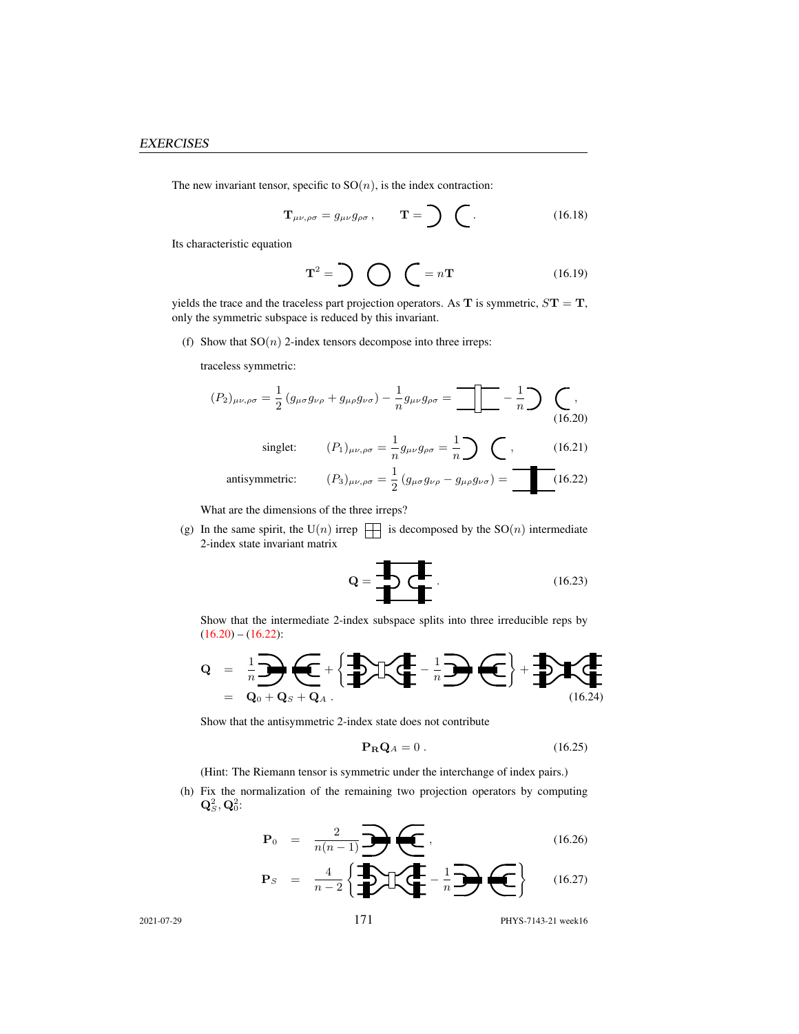The new invariant tensor, specific to SO($n$), is the index contraction:

$$\mathbf{T}_{\mu\nu,\rho\sigma} = g_{\mu\nu} g_{\rho\sigma} \,, \qquad \mathbf{T} = \;\supset\;\subset\,. \tag{16.18}$$

Its characteristic equation

$$\mathbf{T}^2 = \;\supset\; \bigcirc \;\subset\; = n\mathbf{T} \tag{16.19}$$

yields the trace and the traceless part projection operators. As $\mathbf{T}$ is symmetric, $S\mathbf{T} = \mathbf{T}$, only the symmetric subspace is reduced by this invariant.

(f) Show that SO($n$) 2-index tensors decompose into three irreps:

traceless symmetric:

$$(P_2)_{\mu\nu,\rho\sigma} = \frac{1}{2}\left(g_{\mu\sigma} g_{\nu\rho} + g_{\mu\rho} g_{\nu\sigma}\right) - \frac{1}{n} g_{\mu\nu} g_{\rho\sigma} = \;\; - \frac{1}{n} \supset\;\subset\,, \tag{16.20}$$

singlet: $\qquad (P_1)_{\mu\nu,\rho\sigma} = \dfrac{1}{n} g_{\mu\nu} g_{\rho\sigma} = \dfrac{1}{n} \supset\;\subset\,, \qquad (16.21)$

antisymmetric: $\qquad (P_3)_{\mu\nu,\rho\sigma} = \dfrac{1}{2}\left(g_{\mu\sigma} g_{\nu\rho} - g_{\mu\rho} g_{\nu\sigma}\right) = \qquad (16.22)$

What are the dimensions of the three irreps?

(g) In the same spirit, the U($n$) irrep $\boxplus$ is decomposed by the SO($n$) intermediate 2-index state invariant matrix

$$\mathbf{Q} = \,. \tag{16.23}$$

Show that the intermediate 2-index subspace splits into three irreducible reps by (16.20) – (16.22):

$$\begin{aligned}\mathbf{Q} &= \frac{1}{n} \;+\; \left\{ \;-\; \frac{1}{n} \right\} + \\ &= \mathbf{Q}_0 + \mathbf{Q}_S + \mathbf{Q}_A\,.\end{aligned} \tag{16.24}$$

Show that the antisymmetric 2-index state does not contribute

$$\mathbf{P_R Q}_A = 0\,. \tag{16.25}$$

(Hint: The Riemann tensor is symmetric under the interchange of index pairs.)

(h) Fix the normalization of the remaining two projection operators by computing $\mathbf{Q}_S^2, \mathbf{Q}_0^2$:

$$\mathbf{P}_0 = \frac{2}{n(n-1)} \,, \tag{16.26}$$

$$\mathbf{P}_S = \frac{4}{n-2}\left\{ \;-\; \frac{1}{n} \right\} \tag{16.27}$$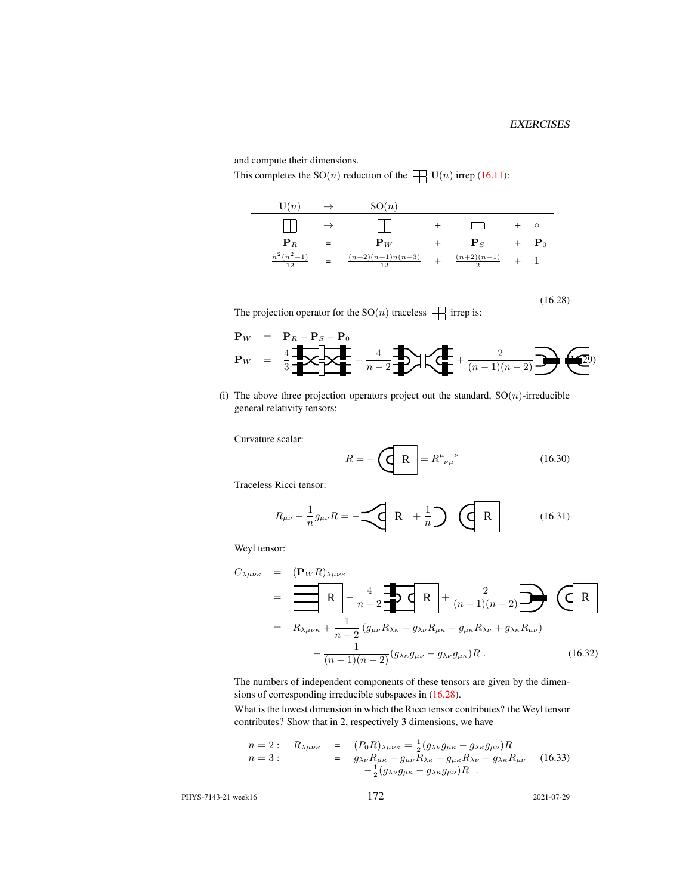and compute their dimensions.

This completes the SO($n$) reduction of the ⊞ U($n$) irrep (16.11):

| U($n$) | $\rightarrow$ | SO($n$) | | | | |
|---|---|---|---|---|---|---|
| ⊞ | $\rightarrow$ | ⊞ | + | ▭▭ | + | ∘ |
| $\mathbf{P}_R$ | = | $\mathbf{P}_W$ | + | $\mathbf{P}_S$ | + | $\mathbf{P}_0$ |
| $\frac{n^2(n^2-1)}{12}$ | = | $\frac{(n+2)(n+1)n(n-3)}{12}$ | + | $\frac{(n+2)(n-1)}{2}$ | + | 1 |

(16.28)

The projection operator for the SO($n$) traceless ⊞ irrep is:

$$
\begin{aligned}
\mathbf{P}_W &= \mathbf{P}_R - \mathbf{P}_S - \mathbf{P}_0 \\
\mathbf{P}_W &= \frac{4}{3}[\text{birdtrack}] - \frac{4}{n-2}[\text{birdtrack}] + \frac{2}{(n-1)(n-2)}[\text{birdtrack}]
\end{aligned}
\quad (16.29)
$$

(i) The above three projection operators project out the standard, SO($n$)-irreducible general relativity tensors:

Curvature scalar:

$$R = -[\text{birdtrack R}] = R^{\mu}{}_{\nu\mu}{}^{\nu} \quad (16.30)$$

Traceless Ricci tensor:

$$R_{\mu\nu} - \frac{1}{n} g_{\mu\nu} R = -[\text{birdtrack R}] + \frac{1}{n}[\text{birdtrack}]\;[\text{birdtrack R}] \quad (16.31)$$

Weyl tensor:

$$
\begin{aligned}
C_{\lambda\mu\nu\kappa} &= (\mathbf{P}_W R)_{\lambda\mu\nu\kappa} \\
&= [\text{birdtrack R}] - \frac{4}{n-2}[\text{birdtrack R}] + \frac{2}{(n-1)(n-2)}[\text{birdtrack}]\;[\text{birdtrack R}] \\
&= R_{\lambda\mu\nu\kappa} + \frac{1}{n-2}\left(g_{\mu\nu}R_{\lambda\kappa} - g_{\lambda\nu}R_{\mu\kappa} - g_{\mu\kappa}R_{\lambda\nu} + g_{\lambda\kappa}R_{\mu\nu}\right) \\
&\quad - \frac{1}{(n-1)(n-2)}(g_{\lambda\kappa}g_{\mu\nu} - g_{\lambda\nu}g_{\mu\kappa})R\,.
\end{aligned}
\quad (16.32)
$$

The numbers of independent components of these tensors are given by the dimensions of corresponding irreducible subspaces in (16.28).

What is the lowest dimension in which the Ricci tensor contributes? the Weyl tensor contributes? Show that in 2, respectively 3 dimensions, we have

$$
\begin{aligned}
n=2: \quad R_{\lambda\mu\nu\kappa} &= (P_0 R)_{\lambda\mu\nu\kappa} = \tfrac{1}{2}(g_{\lambda\nu}g_{\mu\kappa} - g_{\lambda\kappa}g_{\mu\nu})R \\
n=3: \quad &= g_{\lambda\nu}R_{\mu\kappa} - g_{\mu\nu}R_{\lambda\kappa} + g_{\mu\kappa}R_{\lambda\nu} - g_{\lambda\kappa}R_{\mu\nu} \\
&\quad -\tfrac{1}{2}(g_{\lambda\nu}g_{\mu\kappa} - g_{\lambda\kappa}g_{\mu\nu})R\;\;.
\end{aligned}
\quad (16.33)
$$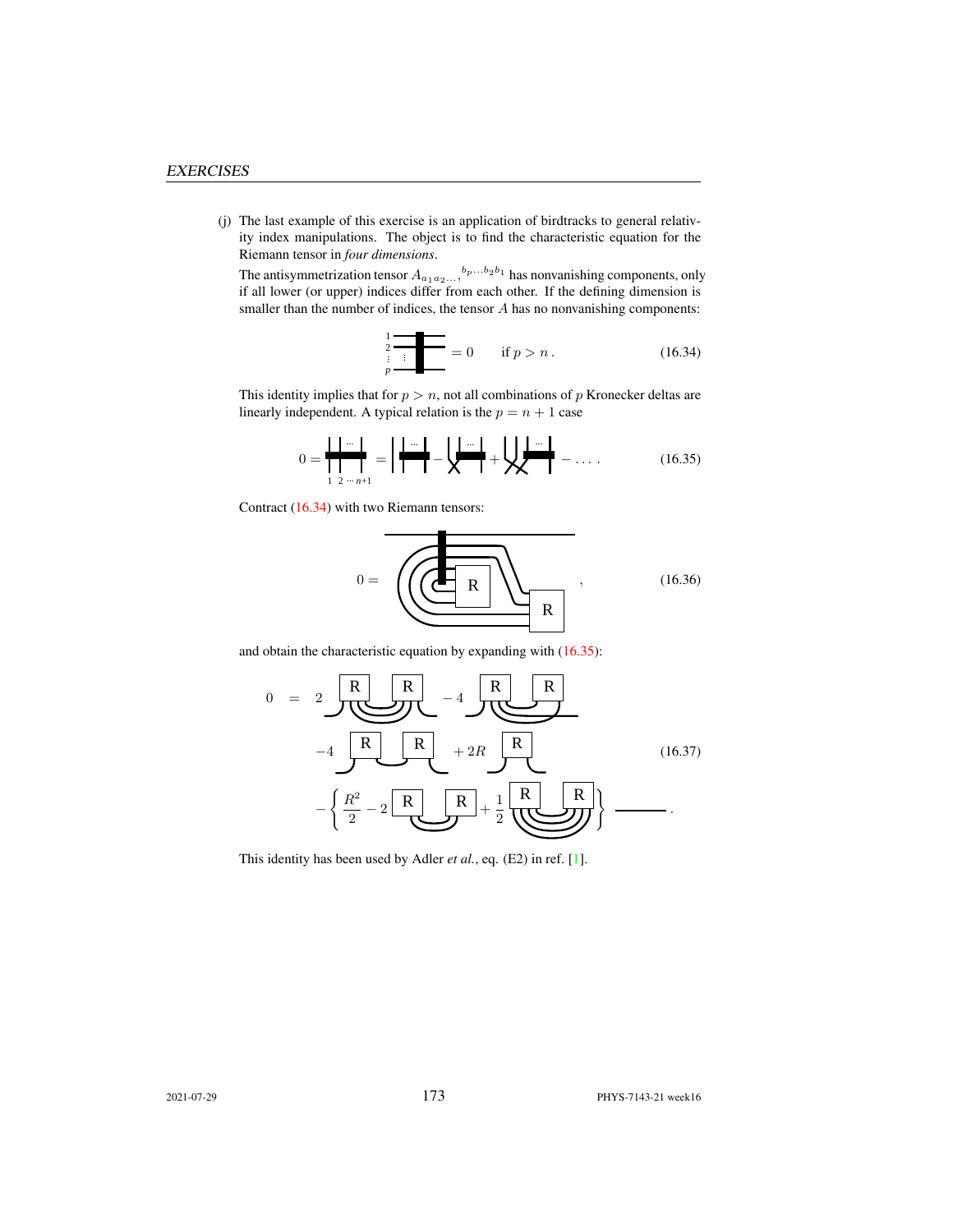(j) The last example of this exercise is an application of birdtracks to general relativity index manipulations. The object is to find the characteristic equation for the Riemann tensor in *four dimensions*.

The antisymmetrization tensor $A_{a_1 a_2 \ldots,}{}^{b_p \ldots b_2 b_1}$ has nonvanishing components, only if all lower (or upper) indices differ from each other. If the defining dimension is smaller than the number of indices, the tensor $A$ has no nonvanishing components:

$$= 0 \qquad \text{if } p > n\,. \tag{16.34}$$

This identity implies that for $p > n$, not all combinations of $p$ Kronecker deltas are linearly independent. A typical relation is the $p = n + 1$ case

$$0 = \;=\; - \;+\; - \ldots\,. \tag{16.35}$$

Contract (16.34) with two Riemann tensors:

$$0 = \quad , \tag{16.36}$$

and obtain the characteristic equation by expanding with (16.35):

$$\begin{aligned} 0 \;&=\; 2 \;-\; 4 \\ &\quad -4 \;+\; 2R \\ &\quad -\left\{ \frac{R^2}{2} - 2 \;+\; \frac{1}{2} \right\} \;\;\; . \end{aligned} \tag{16.37}$$

This identity has been used by Adler *et al.*, eq. (E2) in ref. [1].